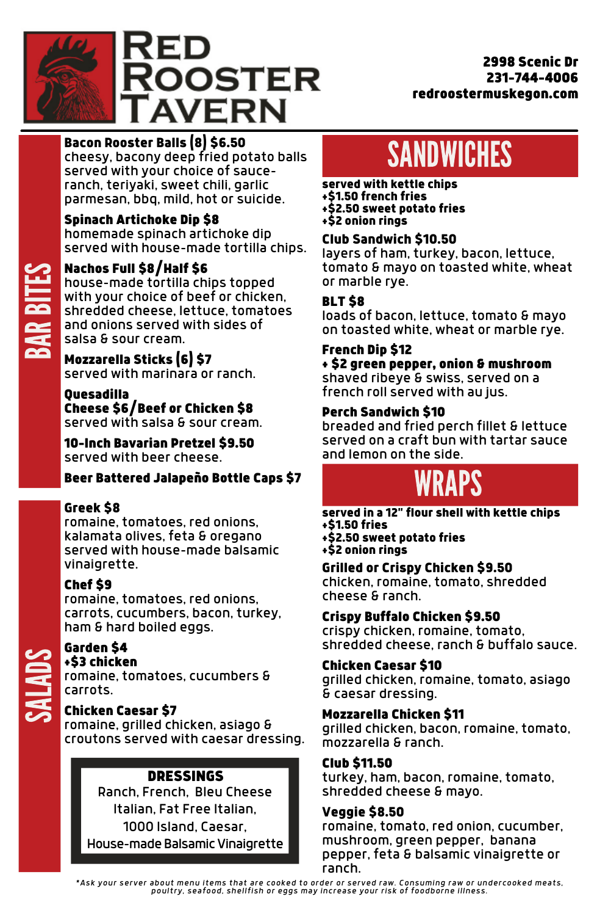# RED ROOSTER TAVERN

2998 Scenic Dr
231-744-4006
redroostermuskegon.com

## BAR BITES

**Bacon Rooster Balls (8) $6.50**
cheesy, bacony deep fried potato balls served with your choice of sauce- ranch, teriyaki, sweet chili, garlic parmesan, bbq, mild, hot or suicide.

**Spinach Artichoke Dip $8**
homemade spinach artichoke dip served with house-made tortilla chips.

**Nachos Full $8/Half $6**
house-made tortilla chips topped with your choice of beef or chicken, shredded cheese, lettuce, tomatoes and onions served with sides of salsa & sour cream.

**Mozzarella Sticks (6) $7**
served with marinara or ranch.

**Quesadilla**
**Cheese $6/Beef or Chicken $8**
served with salsa & sour cream.

**10-Inch Bavarian Pretzel $9.50**
served with beer cheese.

**Beer Battered Jalapeño Bottle Caps $7**

## SALADS

**Greek $8**
romaine, tomatoes, red onions, kalamata olives, feta & oregano served with house-made balsamic vinaigrette.

**Chef $9**
romaine, tomatoes, red onions, carrots, cucumbers, bacon, turkey, ham & hard boiled eggs.

**Garden $4**
**+$3 chicken**
romaine, tomatoes, cucumbers & carrots.

**Chicken Caesar $7**
romaine, grilled chicken, asiago & croutons served with caesar dressing.

**DRESSINGS**
Ranch, French, Bleu Cheese
Italian, Fat Free Italian,
1000 Island, Caesar,
House-made Balsamic Vinaigrette

## SANDWICHES

**served with kettle chips**
**+$1.50 french fries**
**+$2.50 sweet potato fries**
**+$2 onion rings**

**Club Sandwich $10.50**
layers of ham, turkey, bacon, lettuce, tomato & mayo on toasted white, wheat or marble rye.

**BLT $8**
loads of bacon, lettuce, tomato & mayo on toasted white, wheat or marble rye.

**French Dip $12**
**+ $2 green pepper, onion & mushroom**
shaved ribeye & swiss, served on a french roll served with au jus.

**Perch Sandwich $10**
breaded and fried perch fillet & lettuce served on a craft bun with tartar sauce and lemon on the side.

## WRAPS

**served in a 12" flour shell with kettle chips**
**+$1.50 fries**
**+$2.50 sweet potato fries**
**+$2 onion rings**

**Grilled or Crispy Chicken $9.50**
chicken, romaine, tomato, shredded cheese & ranch.

**Crispy Buffalo Chicken $9.50**
crispy chicken, romaine, tomato, shredded cheese, ranch & buffalo sauce.

**Chicken Caesar $10**
grilled chicken, romaine, tomato, asiago & caesar dressing.

**Mozzarella Chicken $11**
grilled chicken, bacon, romaine, tomato, mozzarella & ranch.

**Club $11.50**
turkey, ham, bacon, romaine, tomato, shredded cheese & mayo.

**Veggie $8.50**
romaine, tomato, red onion, cucumber, mushroom, green pepper, banana pepper, feta & balsamic vinaigrette or ranch.

*\*Ask your server about menu items that are cooked to order or served raw. Consuming raw or undercooked meats, poultry, seafood, shellfish or eggs may increase your risk of foodborne illness.*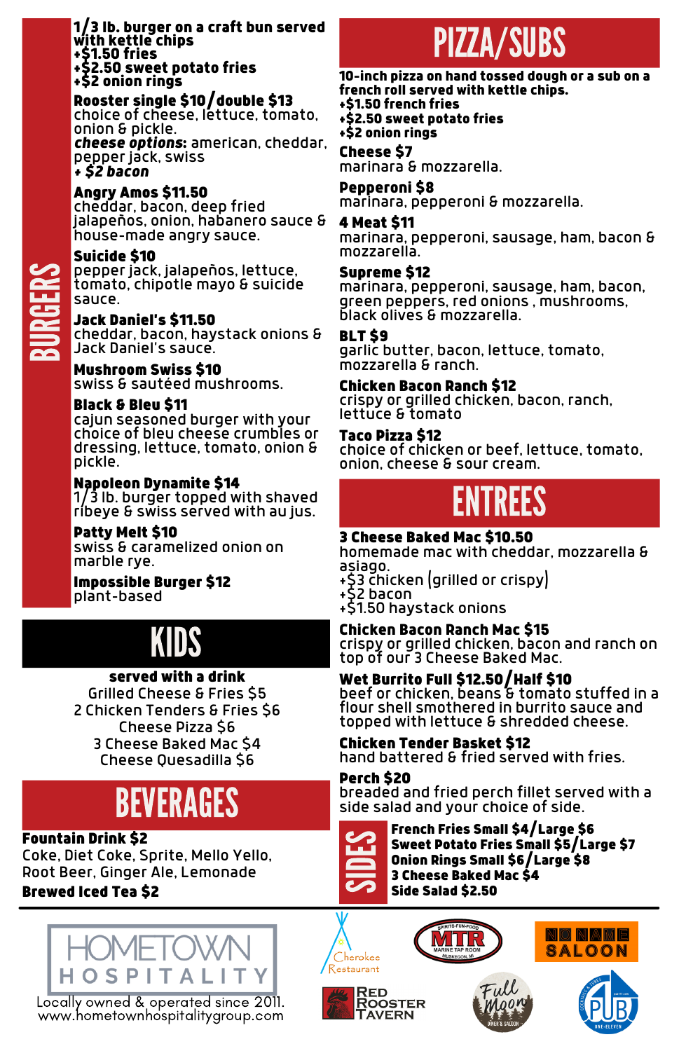## BURGERS

**1/3 lb. burger on a craft bun served with kettle chips**
**+$1.50 fries**
**+$2.50 sweet potato fries**
**+$2 onion rings**

**Rooster single $10/double $13**
choice of cheese, lettuce, tomato, onion & pickle.
***cheese options:*** american, cheddar, pepper jack, swiss
***+ $2 bacon***

**Angry Amos $11.50**
cheddar, bacon, deep fried jalapeños, onion, habanero sauce & house-made angry sauce.

**Suicide $10**
pepper jack, jalapeños, lettuce, tomato, chipotle mayo & suicide sauce.

**Jack Daniel's $11.50**
cheddar, bacon, haystack onions & Jack Daniel's sauce.

**Mushroom Swiss $10**
swiss & sautéed mushrooms.

**Black & Bleu $11**
cajun seasoned burger with your choice of bleu cheese crumbles or dressing, lettuce, tomato, onion & pickle.

**Napoleon Dynamite $14**
1/3 lb. burger topped with shaved ribeye & swiss served with au jus.

**Patty Melt $10**
swiss & caramelized onion on marble rye.

**Impossible Burger $12**
plant-based

## KIDS

**served with a drink**
Grilled Cheese & Fries $5
2 Chicken Tenders & Fries $6
Cheese Pizza $6
3 Cheese Baked Mac $4
Cheese Quesadilla $6

## BEVERAGES

**Fountain Drink $2**
Coke, Diet Coke, Sprite, Mello Yello, Root Beer, Ginger Ale, Lemonade
**Brewed Iced Tea $2**

## PIZZA/SUBS

**10-inch pizza on hand tossed dough or a sub on a french roll served with kettle chips.**
**+$1.50 french fries**
**+$2.50 sweet potato fries**
**+$2 onion rings**

**Cheese $7**
marinara & mozzarella.

**Pepperoni $8**
marinara, pepperoni & mozzarella.

**4 Meat $11**
marinara, pepperoni, sausage, ham, bacon & mozzarella.

**Supreme $12**
marinara, pepperoni, sausage, ham, bacon, green peppers, red onions , mushrooms, black olives & mozzarella.

**BLT $9**
garlic butter, bacon, lettuce, tomato, mozzarella & ranch.

**Chicken Bacon Ranch $12**
crispy or grilled chicken, bacon, ranch, lettuce & tomato

**Taco Pizza $12**
choice of chicken or beef, lettuce, tomato, onion, cheese & sour cream.

## ENTREES

**3 Cheese Baked Mac $10.50**
homemade mac with cheddar, mozzarella & asiago.
+$3 chicken (grilled or crispy)
+$2 bacon
+$1.50 haystack onions

**Chicken Bacon Ranch Mac $15**
crispy or grilled chicken, bacon and ranch on top of our 3 Cheese Baked Mac.

**Wet Burrito Full $12.50/Half $10**
beef or chicken, beans & tomato stuffed in a flour shell smothered in burrito sauce and topped with lettuce & shredded cheese.

**Chicken Tender Basket $12**
hand battered & fried served with fries.

**Perch $20**
breaded and fried perch fillet served with a side salad and your choice of side.

## SIDES

**French Fries Small $4/Large $6**
**Sweet Potato Fries Small $5/Large $7**
**Onion Rings Small $6/Large $8**
**3 Cheese Baked Mac $4**
**Side Salad $2.50**

HOMETOWN HOSPITALITY
Locally owned & operated since 2011.
www.hometownhospitalitygroup.com

Cherokee Restaurant
MTR Marine Tap Room Muskegon, MI — Spirits-Fun-Food
No Name Saloon
Red Rooster Tavern
Full Moon Diner & Saloon
Pub One-Eleven